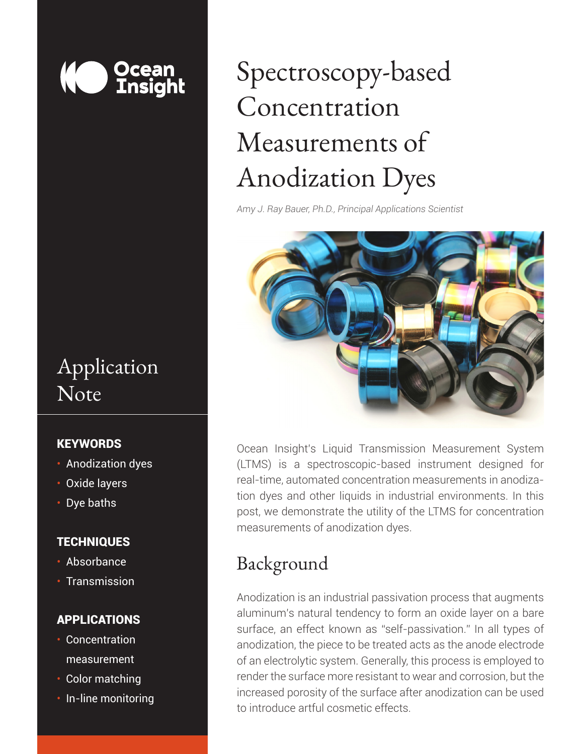# Spectroscopy-based Concentration Measurements of Anodization Dyes

*Amy J. Ray Bauer, Ph.D., Principal Applications Scientist*

Application Note

**KEYWORDS**

- Anodization dyes
- Oxide layers
- Dye baths

**TECHNIQUES**

- Absorbance
- Transmission

**APPLICATIONS**

- Concentration measurement
- Color matching
- In-line monitoring

Ocean Insight's Liquid Transmission Measurement System (LTMS) is a spectroscopic-based instrument designed for real-time, automated concentration measurements in anodization dyes and other liquids in industrial environments. In this post, we demonstrate the utility of the LTMS for concentration measurements of anodization dyes.

## Background

Anodization is an industrial passivation process that augments aluminum's natural tendency to form an oxide layer on a bare surface, an effect known as "self-passivation." In all types of anodization, the piece to be treated acts as the anode electrode of an electrolytic system. Generally, this process is employed to render the surface more resistant to wear and corrosion, but the increased porosity of the surface after anodization can be used to introduce artful cosmetic effects.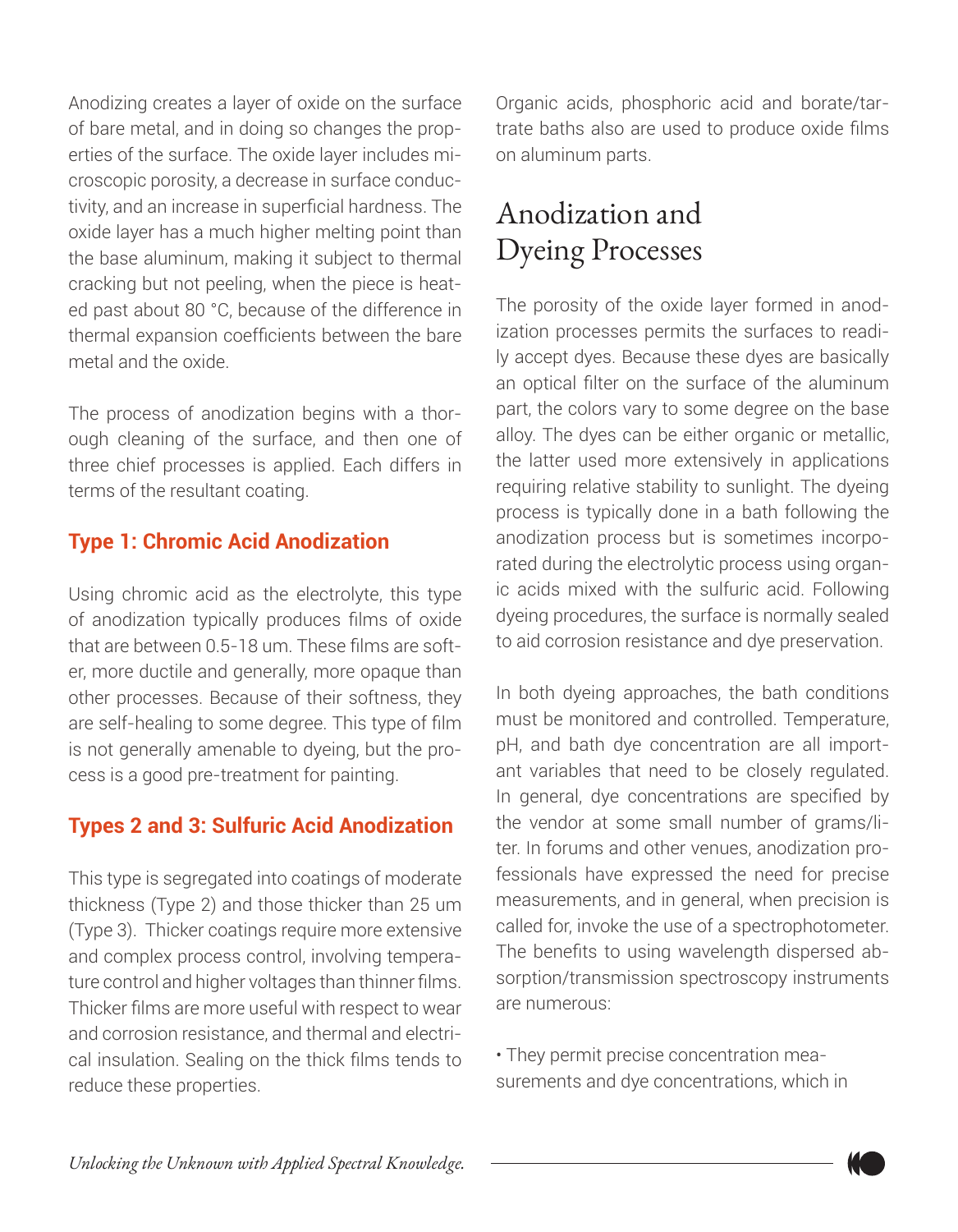Anodizing creates a layer of oxide on the surface of bare metal, and in doing so changes the properties of the surface. The oxide layer includes microscopic porosity, a decrease in surface conductivity, and an increase in superficial hardness. The oxide layer has a much higher melting point than the base aluminum, making it subject to thermal cracking but not peeling, when the piece is heated past about 80 °C, because of the difference in thermal expansion coefficients between the bare metal and the oxide.

The process of anodization begins with a thorough cleaning of the surface, and then one of three chief processes is applied. Each differs in terms of the resultant coating.

### Type 1: Chromic Acid Anodization

Using chromic acid as the electrolyte, this type of anodization typically produces films of oxide that are between 0.5-18 um. These films are softer, more ductile and generally, more opaque than other processes. Because of their softness, they are self-healing to some degree. This type of film is not generally amenable to dyeing, but the process is a good pre-treatment for painting.

### Types 2 and 3: Sulfuric Acid Anodization

This type is segregated into coatings of moderate thickness (Type 2) and those thicker than 25 um (Type 3). Thicker coatings require more extensive and complex process control, involving temperature control and higher voltages than thinner films. Thicker films are more useful with respect to wear and corrosion resistance, and thermal and electrical insulation. Sealing on the thick films tends to reduce these properties.

Organic acids, phosphoric acid and borate/tartrate baths also are used to produce oxide films on aluminum parts.

## Anodization and Dyeing Processes

The porosity of the oxide layer formed in anodization processes permits the surfaces to readily accept dyes. Because these dyes are basically an optical filter on the surface of the aluminum part, the colors vary to some degree on the base alloy. The dyes can be either organic or metallic, the latter used more extensively in applications requiring relative stability to sunlight. The dyeing process is typically done in a bath following the anodization process but is sometimes incorporated during the electrolytic process using organic acids mixed with the sulfuric acid. Following dyeing procedures, the surface is normally sealed to aid corrosion resistance and dye preservation.

In both dyeing approaches, the bath conditions must be monitored and controlled. Temperature, pH, and bath dye concentration are all important variables that need to be closely regulated. In general, dye concentrations are specified by the vendor at some small number of grams/liter. In forums and other venues, anodization professionals have expressed the need for precise measurements, and in general, when precision is called for, invoke the use of a spectrophotometer. The benefits to using wavelength dispersed absorption/transmission spectroscopy instruments are numerous:

- They permit precise concentration measurements and dye concentrations, which in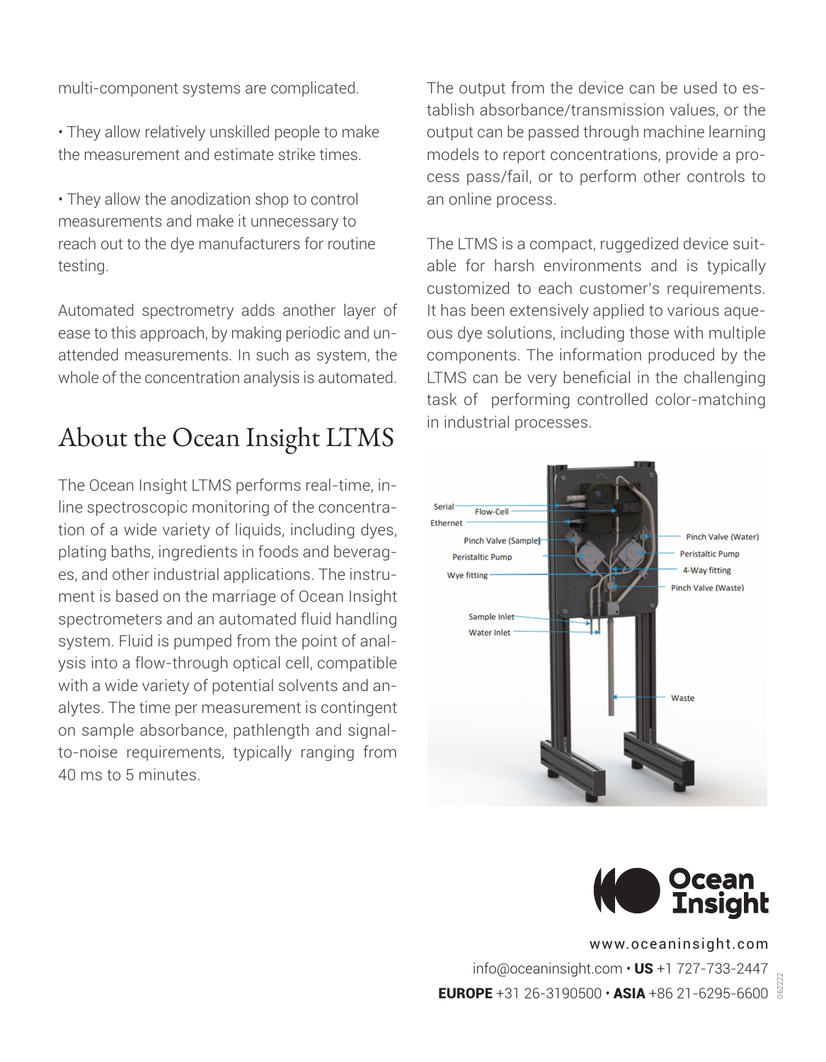multi-component systems are complicated.

- They allow relatively unskilled people to make the measurement and estimate strike times.

- They allow the anodization shop to control measurements and make it unnecessary to reach out to the dye manufacturers for routine testing.

Automated spectrometry adds another layer of ease to this approach, by making periodic and unattended measurements. In such as system, the whole of the concentration analysis is automated.

## About the Ocean Insight LTMS

The Ocean Insight LTMS performs real-time, in-line spectroscopic monitoring of the concentration of a wide variety of liquids, including dyes, plating baths, ingredients in foods and beverages, and other industrial applications. The instrument is based on the marriage of Ocean Insight spectrometers and an automated fluid handling system. Fluid is pumped from the point of analysis into a flow-through optical cell, compatible with a wide variety of potential solvents and analytes. The time per measurement is contingent on sample absorbance, pathlength and signal-to-noise requirements, typically ranging from 40 ms to 5 minutes.

The output from the device can be used to establish absorbance/transmission values, or the output can be passed through machine learning models to report concentrations, provide a process pass/fail, or to perform other controls to an online process.

The LTMS is a compact, ruggedized device suitable for harsh environments and is typically customized to each customer's requirements. It has been extensively applied to various aqueous dye solutions, including those with multiple components. The information produced by the LTMS can be very beneficial in the challenging task of performing controlled color-matching in industrial processes.

Serial
Flow-Cell
Ethernet
Pinch Valve (Sample)
Peristaltic Pump
Wye fitting
Pinch Valve (Water)
Peristaltic Pump
4-Way fitting
Pinch Valve (Waste)
Sample Inlet
Water Inlet
Waste

www.oceaninsight.com

info@oceaninsight.com • **US** +1 727-733-2447

**EUROPE** +31 26-3190500 • **ASIA** +86 21-6295-6600

062222